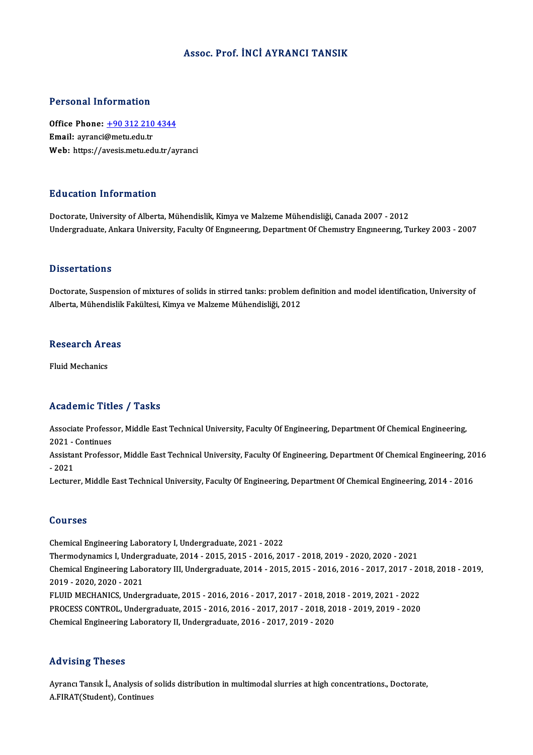# Assoc. Prof. İNCİ AYRANCI TANSIK

## Personal Information

**Office Phone:** +90 312 210 4344
**Email:** ayranci@metu.edu.tr
**Web:** https://avesis.metu.edu.tr/ayranci

## Education Information

Doctorate, University of Alberta, Mühendislik, Kimya ve Malzeme Mühendisliği, Canada 2007 - 2012
Undergraduate, Ankara University, Faculty Of Engıneerıng, Department Of Chemıstry Engıneerıng, Turkey 2003 - 2007

## Dissertations

Doctorate, Suspension of mixtures of solids in stirred tanks: problem definition and model identification, University of Alberta, Mühendislik Fakültesi, Kimya ve Malzeme Mühendisliği, 2012

## Research Areas

Fluid Mechanics

## Academic Titles / Tasks

Associate Professor, Middle East Technical University, Faculty Of Engineering, Department Of Chemical Engineering, 2021 - Continues
Assistant Professor, Middle East Technical University, Faculty Of Engineering, Department Of Chemical Engineering, 2016 - 2021
Lecturer, Middle East Technical University, Faculty Of Engineering, Department Of Chemical Engineering, 2014 - 2016

## Courses

Chemical Engineering Laboratory I, Undergraduate, 2021 - 2022
Thermodynamics I, Undergraduate, 2014 - 2015, 2015 - 2016, 2017 - 2018, 2019 - 2020, 2020 - 2021
Chemical Engineering Laboratory III, Undergraduate, 2014 - 2015, 2015 - 2016, 2016 - 2017, 2017 - 2018, 2018 - 2019, 2019 - 2020, 2020 - 2021
FLUID MECHANICS, Undergraduate, 2015 - 2016, 2016 - 2017, 2017 - 2018, 2018 - 2019, 2021 - 2022
PROCESS CONTROL, Undergraduate, 2015 - 2016, 2016 - 2017, 2017 - 2018, 2018 - 2019, 2019 - 2020
Chemical Engineering Laboratory II, Undergraduate, 2016 - 2017, 2019 - 2020

## Advising Theses

Ayrancı Tansık İ., Analysis of solids distribution in multimodal slurries at high concentrations., Doctorate, A.FIRAT(Student), Continues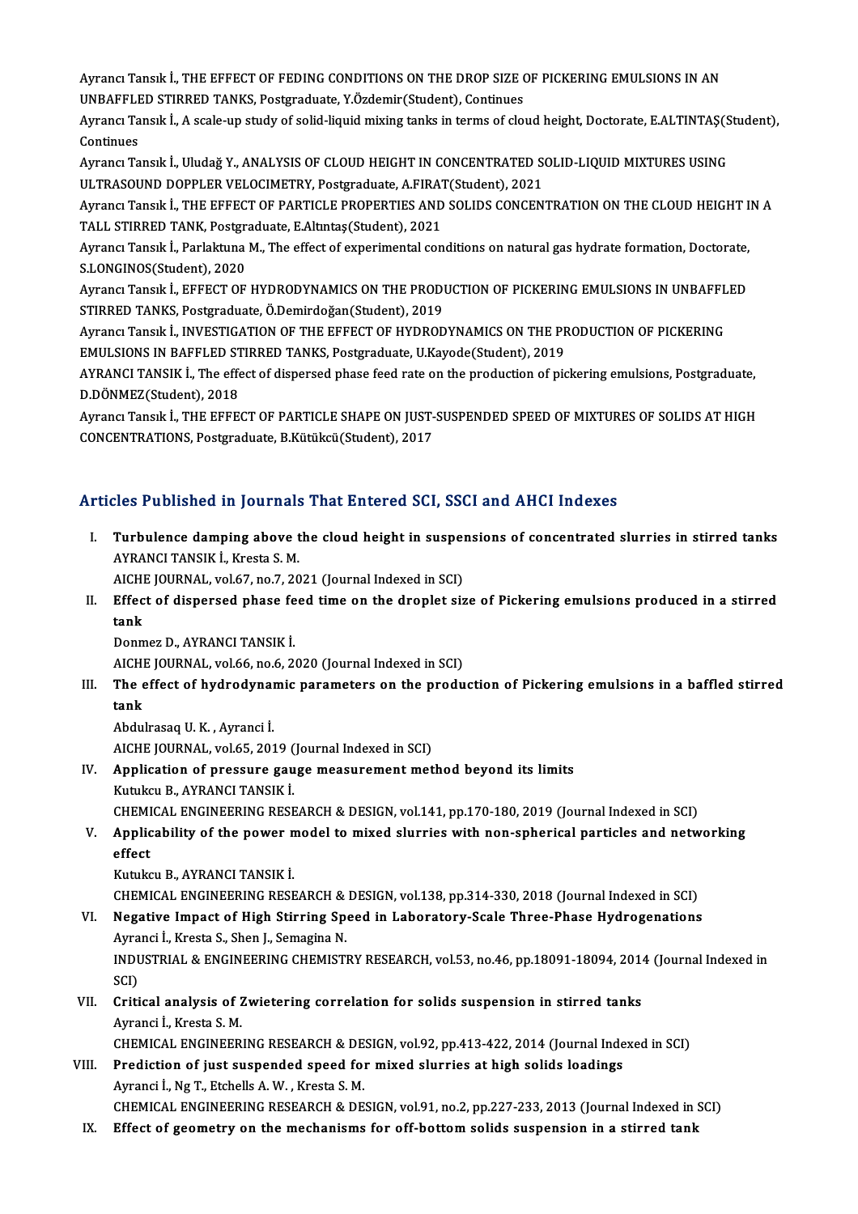Ayrancı Tansık İ., THE EFFECT OF FEDING CONDITIONS ON THE DROP SIZE OF PICKERING EMULSIONS IN AN UNBAFFLED STIRRED TANKS, Postgraduate, Y.Özdemir(Student), Continues

Ayrancı Tansık İ., A scale-up study of solid-liquid mixing tanks in terms of cloud height, Doctorate, E.ALTINTAŞ(Student), Continues

Ayrancı Tansık İ., Uludağ Y., ANALYSIS OF CLOUD HEIGHT IN CONCENTRATED SOLID-LIQUID MIXTURES USING ULTRASOUND DOPPLER VELOCIMETRY, Postgraduate, A.FIRAT(Student), 2021

Ayrancı Tansık İ., THE EFFECT OF PARTICLE PROPERTIES AND SOLIDS CONCENTRATION ON THE CLOUD HEIGHT IN A TALL STIRRED TANK, Postgraduate, E.Altıntaş(Student), 2021

Ayrancı Tansık İ., Parlaktuna M., The effect of experimental conditions on natural gas hydrate formation, Doctorate, S.LONGINOS(Student), 2020

Ayrancı Tansık İ., EFFECT OF HYDRODYNAMICS ON THE PRODUCTION OF PICKERING EMULSIONS IN UNBAFFLED STIRRED TANKS, Postgraduate, Ö.Demirdoğan(Student), 2019

Ayrancı Tansık İ., INVESTIGATION OF THE EFFECT OF HYDRODYNAMICS ON THE PRODUCTION OF PICKERING EMULSIONS IN BAFFLED STIRRED TANKS, Postgraduate, U.Kayode(Student), 2019

AYRANCI TANSIK İ., The effect of dispersed phase feed rate on the production of pickering emulsions, Postgraduate, D.DÖNMEZ(Student), 2018

Ayrancı Tansık İ., THE EFFECT OF PARTICLE SHAPE ON JUST-SUSPENDED SPEED OF MIXTURES OF SOLIDS AT HIGH CONCENTRATIONS, Postgraduate, B.Kütükcü(Student), 2017

## Articles Published in Journals That Entered SCI, SSCI and AHCI Indexes

I. **Turbulence damping above the cloud height in suspensions of concentrated slurries in stirred tanks**
AYRANCI TANSIK İ., Kresta S. M.
AICHE JOURNAL, vol.67, no.7, 2021 (Journal Indexed in SCI)

II. **Effect of dispersed phase feed time on the droplet size of Pickering emulsions produced in a stirred tank**
Donmez D., AYRANCI TANSIK İ.
AICHE JOURNAL, vol.66, no.6, 2020 (Journal Indexed in SCI)

III. **The effect of hydrodynamic parameters on the production of Pickering emulsions in a baffled stirred tank**
Abdulrasaq U. K. , Ayranci İ.
AICHE JOURNAL, vol.65, 2019 (Journal Indexed in SCI)

IV. **Application of pressure gauge measurement method beyond its limits**
Kutukcu B., AYRANCI TANSIK İ.
CHEMICAL ENGINEERING RESEARCH & DESIGN, vol.141, pp.170-180, 2019 (Journal Indexed in SCI)

V. **Applicability of the power model to mixed slurries with non-spherical particles and networking effect**
Kutukcu B., AYRANCI TANSIK İ.
CHEMICAL ENGINEERING RESEARCH & DESIGN, vol.138, pp.314-330, 2018 (Journal Indexed in SCI)

VI. **Negative Impact of High Stirring Speed in Laboratory-Scale Three-Phase Hydrogenations**
Ayranci İ., Kresta S., Shen J., Semagina N.
INDUSTRIAL & ENGINEERING CHEMISTRY RESEARCH, vol.53, no.46, pp.18091-18094, 2014 (Journal Indexed in SCI)

VII. **Critical analysis of Zwietering correlation for solids suspension in stirred tanks**
Ayranci İ., Kresta S. M.
CHEMICAL ENGINEERING RESEARCH & DESIGN, vol.92, pp.413-422, 2014 (Journal Indexed in SCI)

VIII. **Prediction of just suspended speed for mixed slurries at high solids loadings**
Ayranci İ., Ng T., Etchells A. W. , Kresta S. M.
CHEMICAL ENGINEERING RESEARCH & DESIGN, vol.91, no.2, pp.227-233, 2013 (Journal Indexed in SCI)

IX. **Effect of geometry on the mechanisms for off-bottom solids suspension in a stirred tank**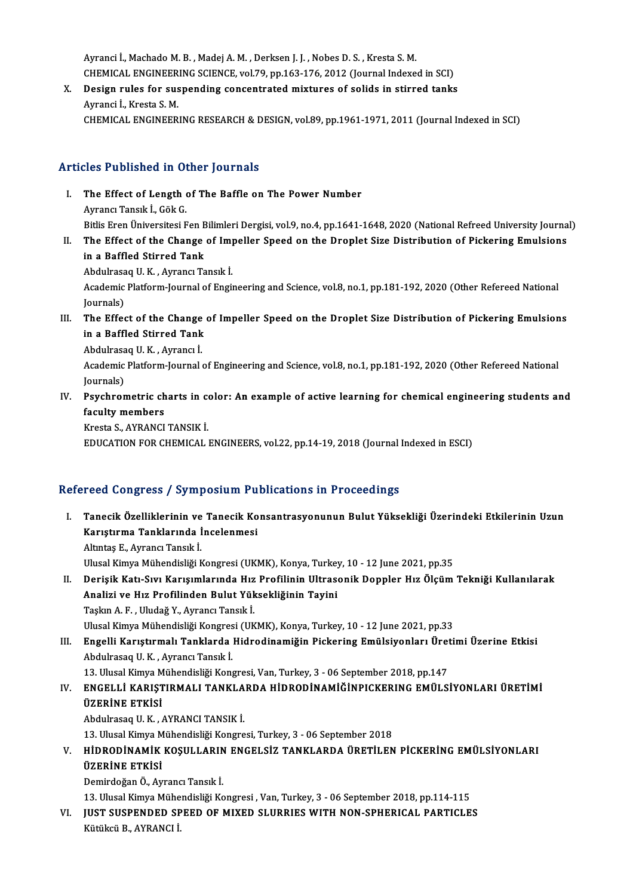Ayranci İ., Machado M. B. , Madej A. M. , Derksen J. J. , Nobes D. S. , Kresta S. M.
CHEMICAL ENGINEERING SCIENCE, vol.79, pp.163-176, 2012 (Journal Indexed in SCI)

X. **Design rules for suspending concentrated mixtures of solids in stirred tanks**
Ayranci İ., Kresta S. M.
CHEMICAL ENGINEERING RESEARCH & DESIGN, vol.89, pp.1961-1971, 2011 (Journal Indexed in SCI)

## Articles Published in Other Journals

I. **The Effect of Length of The Baffle on The Power Number**
Ayrancı Tansık İ., Gök G.
Bitlis Eren Üniversitesi Fen Bilimleri Dergisi, vol.9, no.4, pp.1641-1648, 2020 (National Refreed University Journal)

II. **The Effect of the Change of Impeller Speed on the Droplet Size Distribution of Pickering Emulsions in a Baffled Stirred Tank**
Abdulrasaq U. K. , Ayrancı Tansık İ.
Academic Platform-Journal of Engineering and Science, vol.8, no.1, pp.181-192, 2020 (Other Refereed National Journals)

III. **The Effect of the Change of Impeller Speed on the Droplet Size Distribution of Pickering Emulsions in a Baffled Stirred Tank**
Abdulrasaq U. K. , Ayrancı İ.
Academic Platform-Journal of Engineering and Science, vol.8, no.1, pp.181-192, 2020 (Other Refereed National Journals)

IV. **Psychrometric charts in color: An example of active learning for chemical engineering students and faculty members**
Kresta S., AYRANCI TANSIK İ.
EDUCATION FOR CHEMICAL ENGINEERS, vol.22, pp.14-19, 2018 (Journal Indexed in ESCI)

## Refereed Congress / Symposium Publications in Proceedings

I. **Tanecik Özelliklerinin ve Tanecik Konsantrasyonunun Bulut Yüksekliği Üzerindeki Etkilerinin Uzun Karıştırma Tanklarında İncelenmesi**
Altıntaş E., Ayrancı Tansık İ.
Ulusal Kimya Mühendisliği Kongresi (UKMK), Konya, Turkey, 10 - 12 June 2021, pp.35

II. **Derişik Katı-Sıvı Karışımlarında Hız Profilinin Ultrasonik Doppler Hız Ölçüm Tekniği Kullanılarak Analizi ve Hız Profilinden Bulut Yüksekliğinin Tayini**
Taşkın A. F. , Uludağ Y., Ayrancı Tansık İ.
Ulusal Kimya Mühendisliği Kongresi (UKMK), Konya, Turkey, 10 - 12 June 2021, pp.33

III. **Engelli Karıştırmalı Tanklarda Hidrodinamiğin Pickering Emülsiyonları Üretimi Üzerine Etkisi**
Abdulrasaq U. K. , Ayrancı Tansık İ.
13. Ulusal Kimya Mühendisliği Kongresi, Van, Turkey, 3 - 06 September 2018, pp.147

IV. **ENGELLİ KARIŞTIRMALI TANKLARDA HİDRODİNAMİĞİNPICKERING EMÜLSİYONLARI ÜRETİMİ ÜZERİNE ETKİSİ**
Abdulrasaq U. K. , AYRANCI TANSIK İ.
13. Ulusal Kimya Mühendisliği Kongresi, Turkey, 3 - 06 September 2018

V. **HİDRODİNAMİK KOŞULLARIN ENGELSİZ TANKLARDA ÜRETİLEN PİCKERİNG EMÜLSİYONLARI ÜZERİNE ETKİSİ**
Demirdoğan Ö., Ayrancı Tansık İ.
13. Ulusal Kimya Mühendisliği Kongresi , Van, Turkey, 3 - 06 September 2018, pp.114-115

VI. **JUST SUSPENDED SPEED OF MIXED SLURRIES WITH NON-SPHERICAL PARTICLES**
Kütükcü B., AYRANCI İ.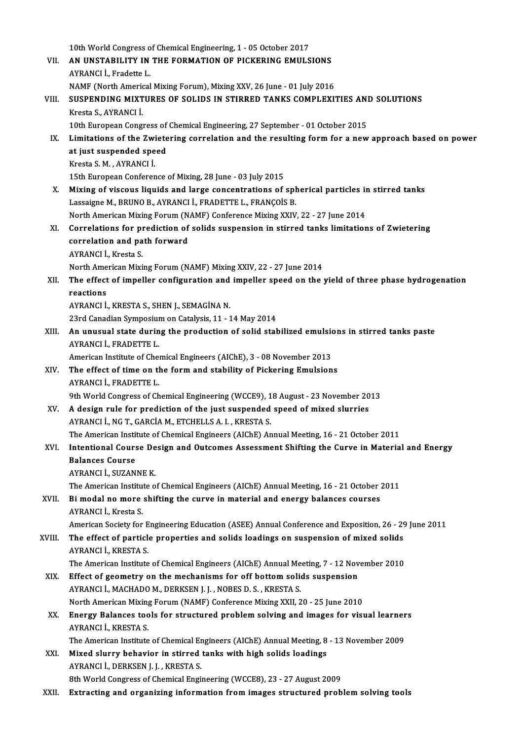10th World Congress of Chemical Engineering, 1 - 05 October 2017

VII. **AN UNSTABILITY IN THE FORMATION OF PICKERING EMULSIONS**
AYRANCI İ., Fradette L.
NAMF (North American Mixing Forum), Mixing XXV, 26 June - 01 July 2016

VIII. **SUSPENDING MIXTURES OF SOLIDS IN STIRRED TANKS COMPLEXITIES AND SOLUTIONS**
Kresta S., AYRANCI İ.
10th European Congress of Chemical Engineering, 27 September - 01 October 2015

IX. **Limitations of the Zwietering correlation and the resulting form for a new approach based on power at just suspended speed**
Kresta S. M. , AYRANCI İ.
15th European Conference of Mixing, 28 June - 03 July 2015

X. **Mixing of viscous liquids and large concentrations of spherical particles in stirred tanks**
Lassaigne M., BRUNO B., AYRANCI İ., FRADETTE L., FRANÇOİS B.
North American Mixing Forum (NAMF) Conference Mixing XXIV, 22 - 27 June 2014

XI. **Correlations for prediction of solids suspension in stirred tanks limitations of Zwietering correlation and path forward**
AYRANCI İ., Kresta S.
North American Mixing Forum (NAMF) Mixing XXIV, 22 - 27 June 2014

XII. **The effect of impeller configuration and impeller speed on the yield of three phase hydrogenation reactions**
AYRANCI İ., KRESTA S., SHEN J., SEMAGİNA N.
23rd Canadian Symposium on Catalysis, 11 - 14 May 2014

XIII. **An unusual state during the production of solid stabilized emulsions in stirred tanks paste**
AYRANCI İ., FRADETTE L.
American Institute of Chemical Engineers (AIChE), 3 - 08 November 2013

XIV. **The effect of time on the form and stability of Pickering Emulsions**
AYRANCI İ., FRADETTE L.
9th World Congress of Chemical Engineering (WCCE9), 18 August - 23 November 2013

XV. **A design rule for prediction of the just suspended speed of mixed slurries**
AYRANCI İ., NG T., GARCİA M., ETCHELLS A. I. , KRESTA S.
The American Institute of Chemical Engineers (AIChE) Annual Meeting, 16 - 21 October 2011

XVI. **Intentional Course Design and Outcomes Assessment Shifting the Curve in Material and Energy Balances Course**
AYRANCI İ., SUZANNE K.
The American Institute of Chemical Engineers (AIChE) Annual Meeting, 16 - 21 October 2011

XVII. **Bi modal no more shifting the curve in material and energy balances courses**
AYRANCI İ., Kresta S.
American Society for Engineering Education (ASEE) Annual Conference and Exposition, 26 - 29 June 2011

XVIII. **The effect of particle properties and solids loadings on suspension of mixed solids**
AYRANCI İ., KRESTA S.
The American Institute of Chemical Engineers (AIChE) Annual Meeting, 7 - 12 November 2010

XIX. **Effect of geometry on the mechanisms for off bottom solids suspension**
AYRANCI İ., MACHADO M., DERKSEN J. J. , NOBES D. S. , KRESTA S.
North American Mixing Forum (NAMF) Conference Mixing XXII, 20 - 25 June 2010

XX. **Energy Balances tools for structured problem solving and images for visual learners**
AYRANCI İ., KRESTA S.
The American Institute of Chemical Engineers (AIChE) Annual Meeting, 8 - 13 November 2009

XXI. **Mixed slurry behavior in stirred tanks with high solids loadings**
AYRANCI İ., DERKSEN J. J. , KRESTA S.
8th World Congress of Chemical Engineering (WCCE8), 23 - 27 August 2009

XXII. **Extracting and organizing information from images structured problem solving tools**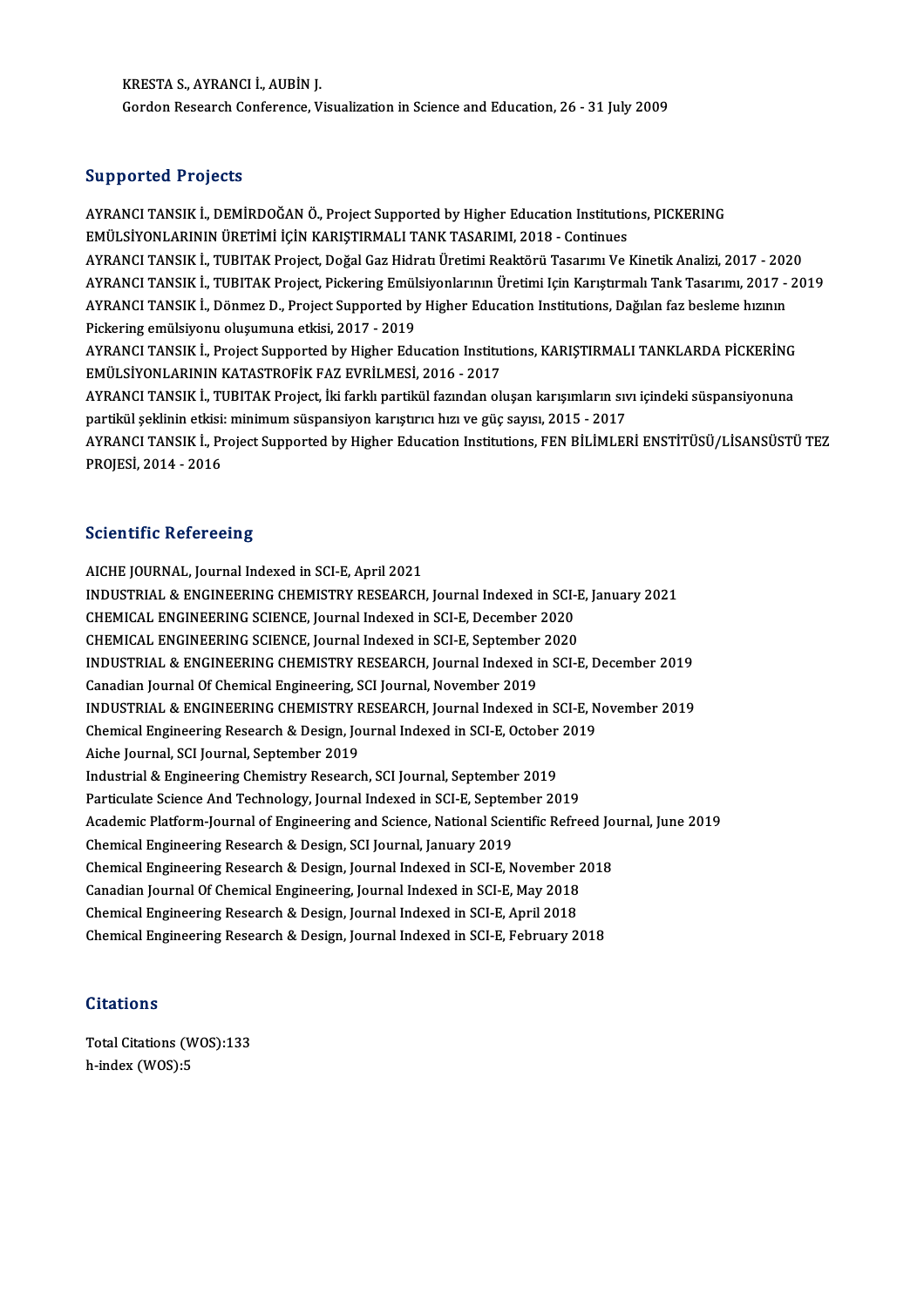KRESTA S., AYRANCI İ., AUBİN J.
Gordon Research Conference, Visualization in Science and Education, 26 - 31 July 2009

## Supported Projects

AYRANCI TANSIK İ., DEMİRDOĞAN Ö., Project Supported by Higher Education Institutions, PICKERING EMÜLSİYONLARININ ÜRETİMİ İÇİN KARIŞTIRMALI TANK TASARIMI, 2018 - Continues
AYRANCI TANSIK İ., TUBITAK Project, Doğal Gaz Hidratı Üretimi Reaktörü Tasarımı Ve Kinetik Analizi, 2017 - 2020
AYRANCI TANSIK İ., TUBITAK Project, Pickering Emülsiyonlarının Üretimi Için Karıştırmalı Tank Tasarımı, 2017 - 2019
AYRANCI TANSIK İ., Dönmez D., Project Supported by Higher Education Institutions, Dağılan faz besleme hızının Pickering emülsiyonu oluşumuna etkisi, 2017 - 2019
AYRANCI TANSIK İ., Project Supported by Higher Education Institutions, KARIŞTIRMALI TANKLARDA PİCKERİNG EMÜLSİYONLARININ KATASTROFİK FAZ EVRİLMESİ, 2016 - 2017
AYRANCI TANSIK İ., TUBITAK Project, İki farklı partikül fazından oluşan karışımların sıvı içindeki süspansiyonuna partikül şeklinin etkisi: minimum süspansiyon karıştırıcı hızı ve güç sayısı, 2015 - 2017
AYRANCI TANSIK İ., Project Supported by Higher Education Institutions, FEN BİLİMLERİ ENSTİTÜSÜ/LİSANSÜSTÜ TEZ PROJESİ, 2014 - 2016

## Scientific Refereeing

AICHE JOURNAL, Journal Indexed in SCI-E, April 2021
INDUSTRIAL & ENGINEERING CHEMISTRY RESEARCH, Journal Indexed in SCI-E, January 2021
CHEMICAL ENGINEERING SCIENCE, Journal Indexed in SCI-E, December 2020
CHEMICAL ENGINEERING SCIENCE, Journal Indexed in SCI-E, September 2020
INDUSTRIAL & ENGINEERING CHEMISTRY RESEARCH, Journal Indexed in SCI-E, December 2019
Canadian Journal Of Chemical Engineering, SCI Journal, November 2019
INDUSTRIAL & ENGINEERING CHEMISTRY RESEARCH, Journal Indexed in SCI-E, November 2019
Chemical Engineering Research & Design, Journal Indexed in SCI-E, October 2019
Aiche Journal, SCI Journal, September 2019
Industrial & Engineering Chemistry Research, SCI Journal, September 2019
Particulate Science And Technology, Journal Indexed in SCI-E, September 2019
Academic Platform-Journal of Engineering and Science, National Scientific Refreed Journal, June 2019
Chemical Engineering Research & Design, SCI Journal, January 2019
Chemical Engineering Research & Design, Journal Indexed in SCI-E, November 2018
Canadian Journal Of Chemical Engineering, Journal Indexed in SCI-E, May 2018
Chemical Engineering Research & Design, Journal Indexed in SCI-E, April 2018
Chemical Engineering Research & Design, Journal Indexed in SCI-E, February 2018

## Citations

Total Citations (WOS):133
h-index (WOS):5